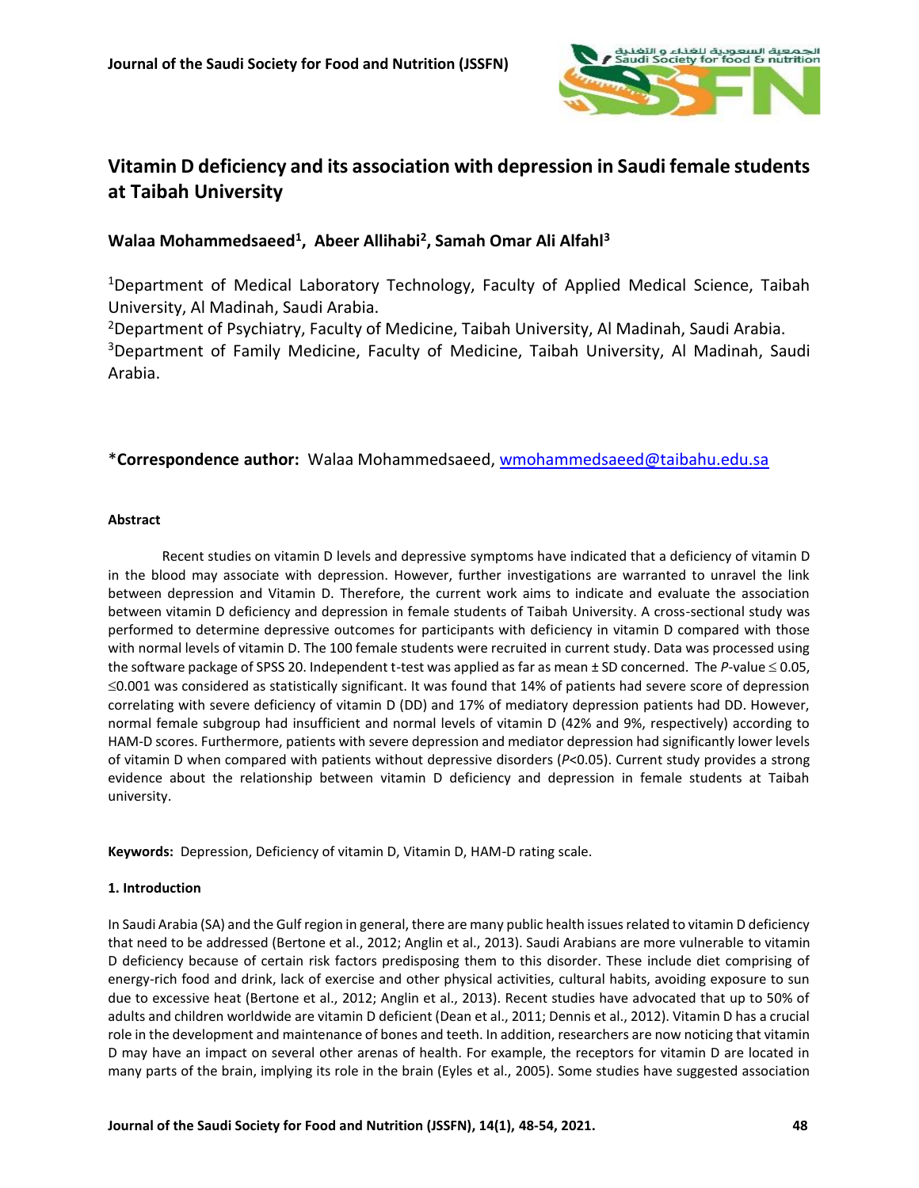# Vitamin D deficiency and its association with depression in Saudi female students at Taibah University

**Walaa Mohammedsaeed[1], Abeer Allihabi[2], Samah Omar Ali Alfahl[3]**

[1]Department of Medical Laboratory Technology, Faculty of Applied Medical Science, Taibah University, Al Madinah, Saudi Arabia.

[2]Department of Psychiatry, Faculty of Medicine, Taibah University, Al Madinah, Saudi Arabia.

[3]Department of Family Medicine, Faculty of Medicine, Taibah University, Al Madinah, Saudi Arabia.

\***Correspondence author:** Walaa Mohammedsaeed, wmohammedsaeed@taibahu.edu.sa

#### Abstract

Recent studies on vitamin D levels and depressive symptoms have indicated that a deficiency of vitamin D in the blood may associate with depression. However, further investigations are warranted to unravel the link between depression and Vitamin D. Therefore, the current work aims to indicate and evaluate the association between vitamin D deficiency and depression in female students of Taibah University. A cross-sectional study was performed to determine depressive outcomes for participants with deficiency in vitamin D compared with those with normal levels of vitamin D. The 100 female students were recruited in current study. Data was processed using the software package of SPSS 20. Independent t-test was applied as far as mean ± SD concerned. The *P*-value $\leq 0.05$, $\leq 0.001$ was considered as statistically significant. It was found that 14% of patients had severe score of depression correlating with severe deficiency of vitamin D (DD) and 17% of mediatory depression patients had DD. However, normal female subgroup had insufficient and normal levels of vitamin D (42% and 9%, respectively) according to HAM-D scores. Furthermore, patients with severe depression and mediator depression had significantly lower levels of vitamin D when compared with patients without depressive disorders ($P<0.05$). Current study provides a strong evidence about the relationship between vitamin D deficiency and depression in female students at Taibah university.

**Keywords:** Depression, Deficiency of vitamin D, Vitamin D, HAM-D rating scale.

#### 1. Introduction

In Saudi Arabia (SA) and the Gulf region in general, there are many public health issues related to vitamin D deficiency that need to be addressed (Bertone et al., 2012; Anglin et al., 2013). Saudi Arabians are more vulnerable to vitamin D deficiency because of certain risk factors predisposing them to this disorder. These include diet comprising of energy-rich food and drink, lack of exercise and other physical activities, cultural habits, avoiding exposure to sun due to excessive heat (Bertone et al., 2012; Anglin et al., 2013). Recent studies have advocated that up to 50% of adults and children worldwide are vitamin D deficient (Dean et al., 2011; Dennis et al., 2012). Vitamin D has a crucial role in the development and maintenance of bones and teeth. In addition, researchers are now noticing that vitamin D may have an impact on several other arenas of health. For example, the receptors for vitamin D are located in many parts of the brain, implying its role in the brain (Eyles et al., 2005). Some studies have suggested association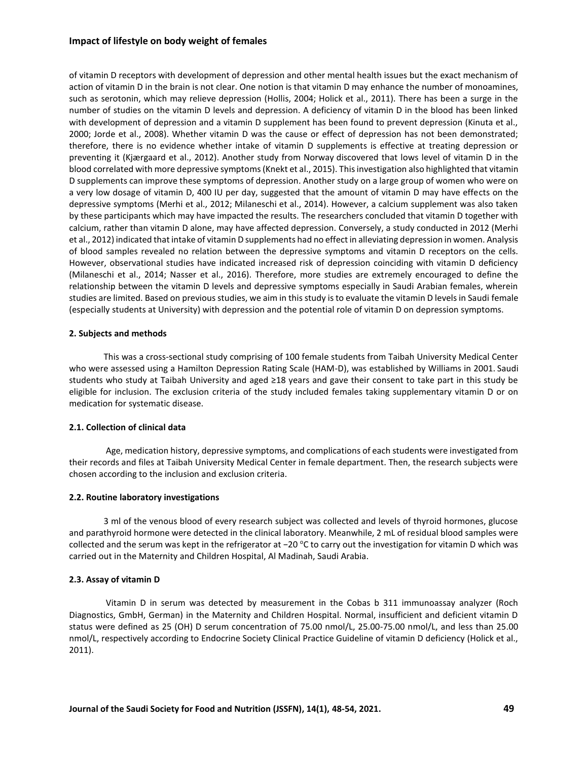of vitamin D receptors with development of depression and other mental health issues but the exact mechanism of action of vitamin D in the brain is not clear. One notion is that vitamin D may enhance the number of monoamines, such as serotonin, which may relieve depression (Hollis, 2004; Holick et al., 2011). There has been a surge in the number of studies on the vitamin D levels and depression. A deficiency of vitamin D in the blood has been linked with development of depression and a vitamin D supplement has been found to prevent depression (Kinuta et al., 2000; Jorde et al., 2008). Whether vitamin D was the cause or effect of depression has not been demonstrated; therefore, there is no evidence whether intake of vitamin D supplements is effective at treating depression or preventing it (Kjærgaard et al., 2012). Another study from Norway discovered that lows level of vitamin D in the blood correlated with more depressive symptoms (Knekt et al., 2015). This investigation also highlighted that vitamin D supplements can improve these symptoms of depression. Another study on a large group of women who were on a very low dosage of vitamin D, 400 IU per day, suggested that the amount of vitamin D may have effects on the depressive symptoms (Merhi et al., 2012; Milaneschi et al., 2014). However, a calcium supplement was also taken by these participants which may have impacted the results. The researchers concluded that vitamin D together with calcium, rather than vitamin D alone, may have affected depression. Conversely, a study conducted in 2012 (Merhi et al., 2012) indicated that intake of vitamin D supplements had no effect in alleviating depression in women. Analysis of blood samples revealed no relation between the depressive symptoms and vitamin D receptors on the cells. However, observational studies have indicated increased risk of depression coinciding with vitamin D deficiency (Milaneschi et al., 2014; Nasser et al., 2016). Therefore, more studies are extremely encouraged to define the relationship between the vitamin D levels and depressive symptoms especially in Saudi Arabian females, wherein studies are limited. Based on previous studies, we aim in this study is to evaluate the vitamin D levels in Saudi female (especially students at University) with depression and the potential role of vitamin D on depression symptoms.

## 2. Subjects and methods

This was a cross-sectional study comprising of 100 female students from Taibah University Medical Center who were assessed using a Hamilton Depression Rating Scale (HAM-D), was established by Williams in 2001. Saudi students who study at Taibah University and aged ≥18 years and gave their consent to take part in this study be eligible for inclusion. The exclusion criteria of the study included females taking supplementary vitamin D or on medication for systematic disease.

### 2.1. Collection of clinical data

Age, medication history, depressive symptoms, and complications of each students were investigated from their records and files at Taibah University Medical Center in female department. Then, the research subjects were chosen according to the inclusion and exclusion criteria.

### 2.2. Routine laboratory investigations

3 ml of the venous blood of every research subject was collected and levels of thyroid hormones, glucose and parathyroid hormone were detected in the clinical laboratory. Meanwhile, 2 mL of residual blood samples were collected and the serum was kept in the refrigerator at −20 °C to carry out the investigation for vitamin D which was carried out in the Maternity and Children Hospital, Al Madinah, Saudi Arabia.

### 2.3. Assay of vitamin D

Vitamin D in serum was detected by measurement in the Cobas b 311 immunoassay analyzer (Roch Diagnostics, GmbH, German) in the Maternity and Children Hospital. Normal, insufficient and deficient vitamin D status were defined as 25 (OH) D serum concentration of 75.00 nmol/L, 25.00-75.00 nmol/L, and less than 25.00 nmol/L, respectively according to Endocrine Society Clinical Practice Guideline of vitamin D deficiency (Holick et al., 2011).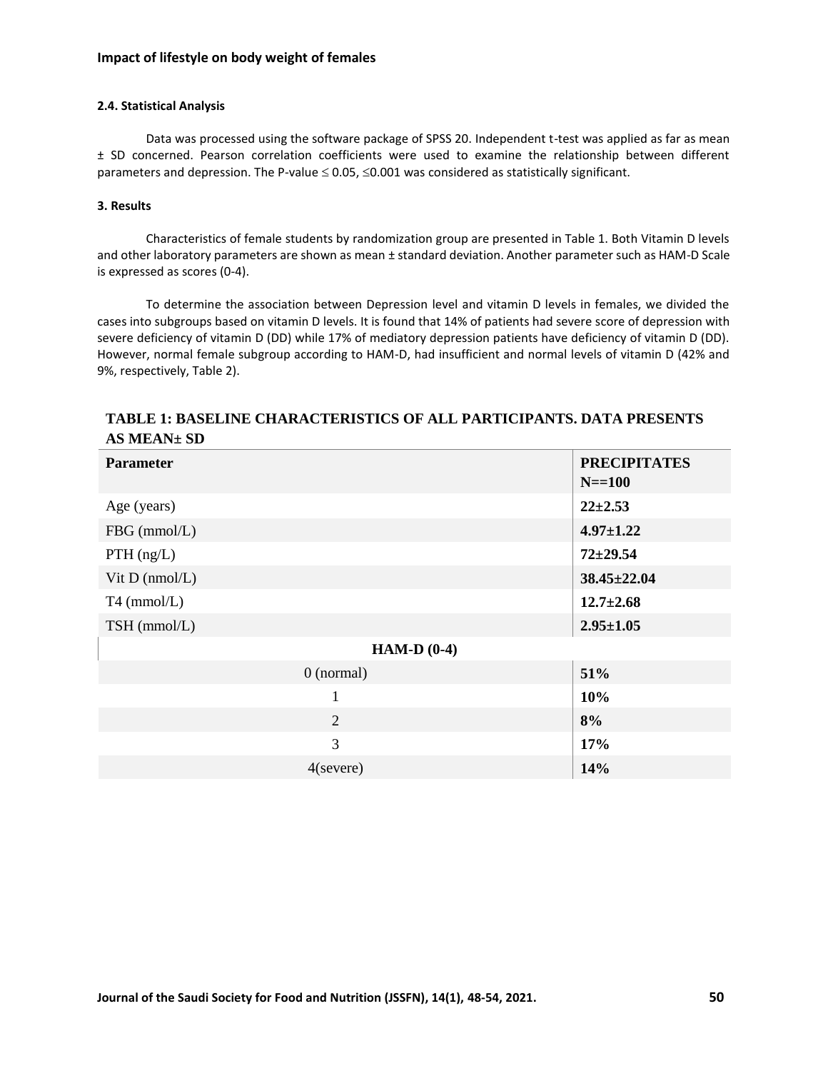#### 2.4. Statistical Analysis

Data was processed using the software package of SPSS 20. Independent t-test was applied as far as mean ± SD concerned. Pearson correlation coefficients were used to examine the relationship between different parameters and depression. The P-value ≤ 0.05, ≤0.001 was considered as statistically significant.

#### 3. Results

Characteristics of female students by randomization group are presented in Table 1. Both Vitamin D levels and other laboratory parameters are shown as mean ± standard deviation. Another parameter such as HAM-D Scale is expressed as scores (0-4).

To determine the association between Depression level and vitamin D levels in females, we divided the cases into subgroups based on vitamin D levels. It is found that 14% of patients had severe score of depression with severe deficiency of vitamin D (DD) while 17% of mediatory depression patients have deficiency of vitamin D (DD). However, normal female subgroup according to HAM-D, had insufficient and normal levels of vitamin D (42% and 9%, respectively, Table 2).

**TABLE 1: BASELINE CHARACTERISTICS OF ALL PARTICIPANTS. DATA PRESENTS AS MEAN± SD**

| Parameter | PRECIPITATES N==100 |
|---|---|
| Age (years) | **22±2.53** |
| FBG (mmol/L) | **4.97±1.22** |
| PTH (ng/L) | **72±29.54** |
| Vit D (nmol/L) | **38.45±22.04** |
| T4 (mmol/L) | **12.7±2.68** |
| TSH (mmol/L) | **2.95±1.05** |
| **HAM-D (0-4)** | |
| 0 (normal) | **51%** |
| 1 | **10%** |
| 2 | **8%** |
| 3 | **17%** |
| 4(severe) | **14%** |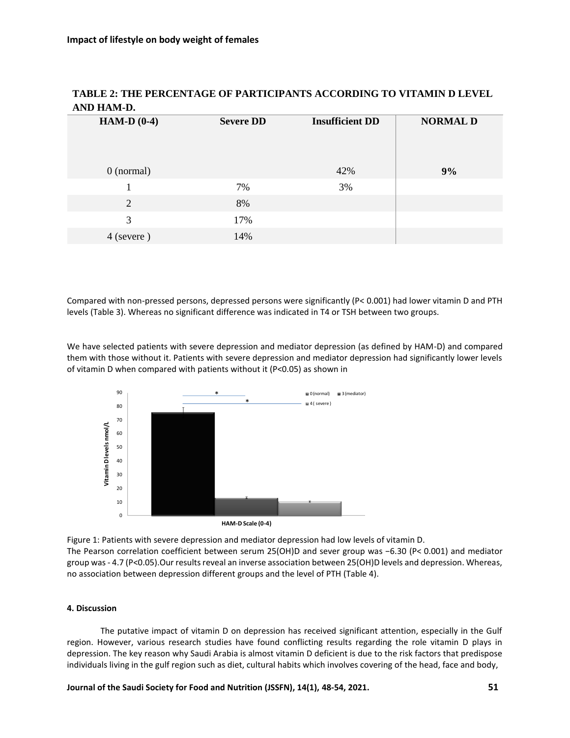**TABLE 2: THE PERCENTAGE OF PARTICIPANTS ACCORDING TO VITAMIN D LEVEL AND HAM-D.**

| HAM-D (0-4) | Severe DD | Insufficient DD | NORMAL D |
|---|---|---|---|
| 0 (normal) | | 42% | **9%** |
| 1 | 7% | 3% | |
| 2 | 8% | | |
| 3 | 17% | | |
| 4 (severe ) | 14% | | |

Compared with non-pressed persons, depressed persons were significantly (P< 0.001) had lower vitamin D and PTH levels (Table 3). Whereas no significant difference was indicated in T4 or TSH between two groups.

We have selected patients with severe depression and mediator depression (as defined by HAM-D) and compared them with those without it. Patients with severe depression and mediator depression had significantly lower levels of vitamin D when compared with patients without it (P<0.05) as shown in

Figure 1: Patients with severe depression and mediator depression had low levels of vitamin D.

The Pearson correlation coefficient between serum 25(OH)D and sever group was −6.30 (P< 0.001) and mediator group was - 4.7 (P<0.05).Our results reveal an inverse association between 25(OH)D levels and depression. Whereas, no association between depression different groups and the level of PTH (Table 4).

#### 4. Discussion

The putative impact of vitamin D on depression has received significant attention, especially in the Gulf region. However, various research studies have found conflicting results regarding the role vitamin D plays in depression. The key reason why Saudi Arabia is almost vitamin D deficient is due to the risk factors that predispose individuals living in the gulf region such as diet, cultural habits which involves covering of the head, face and body,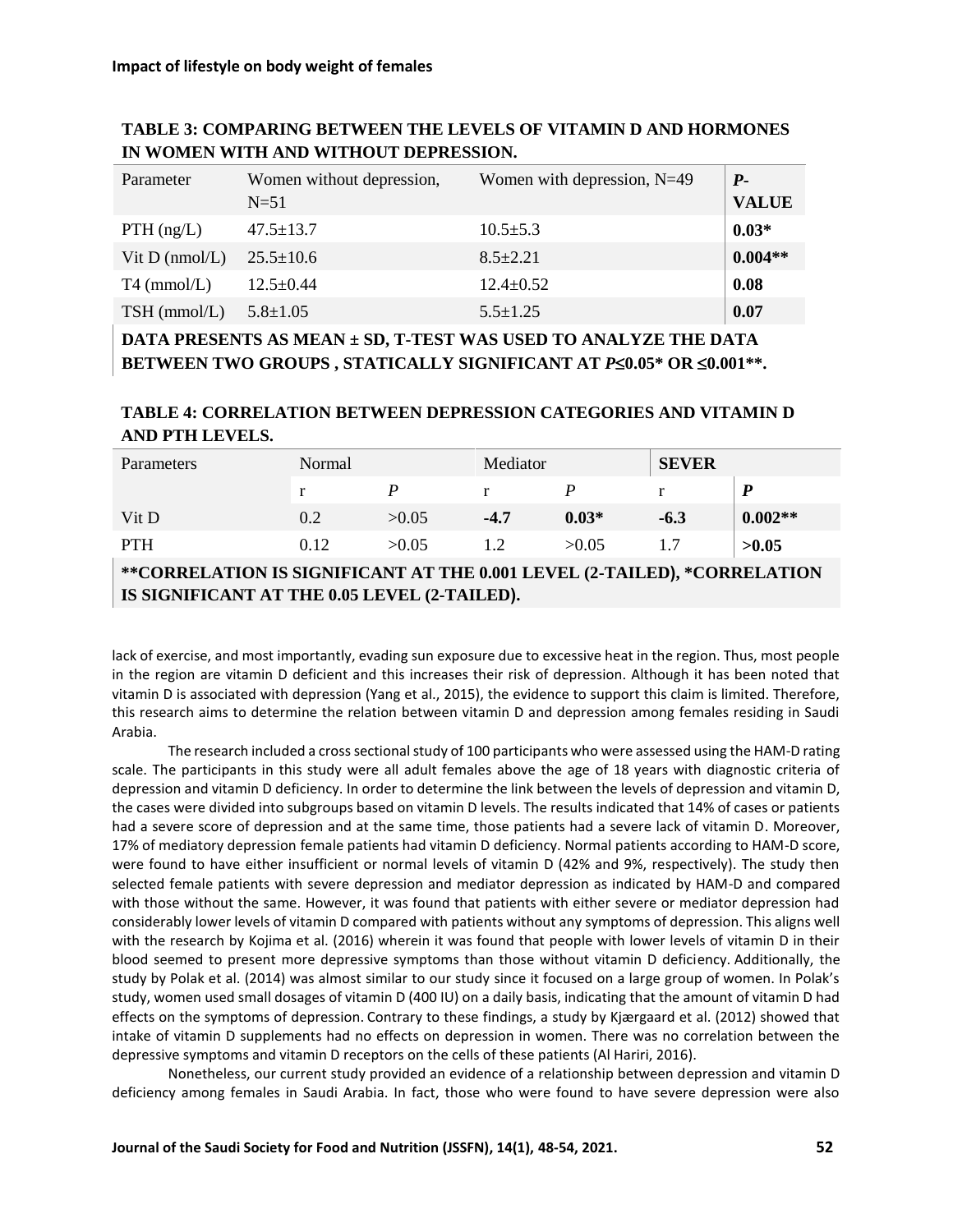**TABLE 3: COMPARING BETWEEN THE LEVELS OF VITAMIN D AND HORMONES IN WOMEN WITH AND WITHOUT DEPRESSION.**

| Parameter | Women without depression, N=51 | Women with depression, N=49 | ***P*-VALUE** |
|---|---|---|---|
| PTH (ng/L) | 47.5±13.7 | 10.5±5.3 | **0.03*** |
| Vit D (nmol/L) | 25.5±10.6 | 8.5±2.21 | **0.004**** |
| T4 (mmol/L) | 12.5±0.44 | 12.4±0.52 | **0.08** |
| TSH (mmol/L) | 5.8±1.05 | 5.5±1.25 | **0.07** |

**DATA PRESENTS AS MEAN ± SD, T-TEST WAS USED TO ANALYZE THE DATA BETWEEN TWO GROUPS , STATICALLY SIGNIFICANT AT *P*≤0.05* OR ≤0.001**.**

**TABLE 4: CORRELATION BETWEEN DEPRESSION CATEGORIES AND VITAMIN D AND PTH LEVELS.**

| Parameters | Normal | | Mediator | | **SEVER** | |
|---|---|---|---|---|---|---|
| | r | *P* | r | *P* | r | ***P*** |
| Vit D | 0.2 | >0.05 | **-4.7** | **0.03*** | **-6.3** | **0.002**** |
| PTH | 0.12 | >0.05 | 1.2 | >0.05 | 1.7 | **>0.05** |

****CORRELATION IS SIGNIFICANT AT THE 0.001 LEVEL (2-TAILED), *CORRELATION IS SIGNIFICANT AT THE 0.05 LEVEL (2-TAILED).**

lack of exercise, and most importantly, evading sun exposure due to excessive heat in the region. Thus, most people in the region are vitamin D deficient and this increases their risk of depression. Although it has been noted that vitamin D is associated with depression (Yang et al., 2015), the evidence to support this claim is limited. Therefore, this research aims to determine the relation between vitamin D and depression among females residing in Saudi Arabia.

The research included a cross sectional study of 100 participants who were assessed using the HAM-D rating scale. The participants in this study were all adult females above the age of 18 years with diagnostic criteria of depression and vitamin D deficiency. In order to determine the link between the levels of depression and vitamin D, the cases were divided into subgroups based on vitamin D levels. The results indicated that 14% of cases or patients had a severe score of depression and at the same time, those patients had a severe lack of vitamin D. Moreover, 17% of mediatory depression female patients had vitamin D deficiency. Normal patients according to HAM-D score, were found to have either insufficient or normal levels of vitamin D (42% and 9%, respectively). The study then selected female patients with severe depression and mediator depression as indicated by HAM-D and compared with those without the same. However, it was found that patients with either severe or mediator depression had considerably lower levels of vitamin D compared with patients without any symptoms of depression. This aligns well with the research by Kojima et al. (2016) wherein it was found that people with lower levels of vitamin D in their blood seemed to present more depressive symptoms than those without vitamin D deficiency. Additionally, the study by Polak et al. (2014) was almost similar to our study since it focused on a large group of women. In Polak's study, women used small dosages of vitamin D (400 IU) on a daily basis, indicating that the amount of vitamin D had effects on the symptoms of depression. Contrary to these findings, a study by Kjærgaard et al. (2012) showed that intake of vitamin D supplements had no effects on depression in women. There was no correlation between the depressive symptoms and vitamin D receptors on the cells of these patients (Al Hariri, 2016).

Nonetheless, our current study provided an evidence of a relationship between depression and vitamin D deficiency among females in Saudi Arabia. In fact, those who were found to have severe depression were also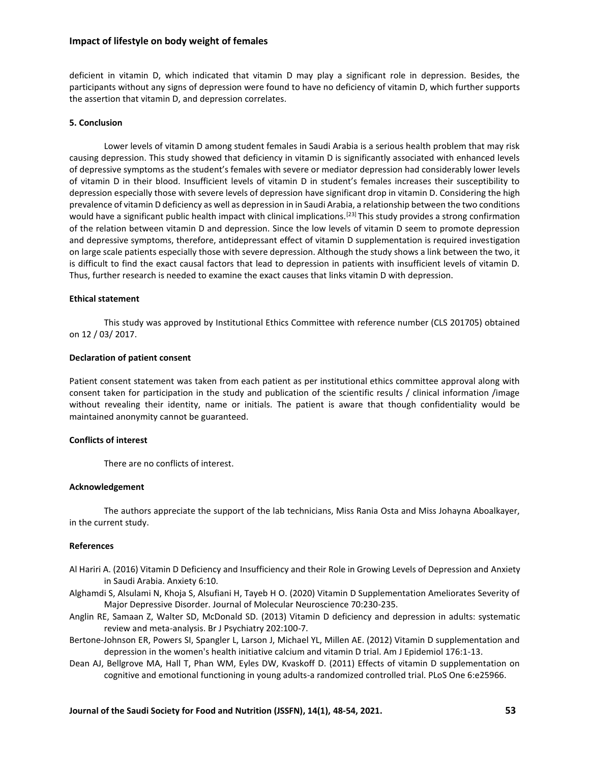deficient in vitamin D, which indicated that vitamin D may play a significant role in depression. Besides, the participants without any signs of depression were found to have no deficiency of vitamin D, which further supports the assertion that vitamin D, and depression correlates.

### 5. Conclusion

Lower levels of vitamin D among student females in Saudi Arabia is a serious health problem that may risk causing depression. This study showed that deficiency in vitamin D is significantly associated with enhanced levels of depressive symptoms as the student's females with severe or mediator depression had considerably lower levels of vitamin D in their blood. Insufficient levels of vitamin D in student's females increases their susceptibility to depression especially those with severe levels of depression have significant drop in vitamin D. Considering the high prevalence of vitamin D deficiency as well as depression in in Saudi Arabia, a relationship between the two conditions would have a significant public health impact with clinical implications.[23] This study provides a strong confirmation of the relation between vitamin D and depression. Since the low levels of vitamin D seem to promote depression and depressive symptoms, therefore, antidepressant effect of vitamin D supplementation is required investigation on large scale patients especially those with severe depression. Although the study shows a link between the two, it is difficult to find the exact causal factors that lead to depression in patients with insufficient levels of vitamin D. Thus, further research is needed to examine the exact causes that links vitamin D with depression.

### Ethical statement

This study was approved by Institutional Ethics Committee with reference number (CLS 201705) obtained on 12 / 03/ 2017.

### Declaration of patient consent

Patient consent statement was taken from each patient as per institutional ethics committee approval along with consent taken for participation in the study and publication of the scientific results / clinical information /image without revealing their identity, name or initials. The patient is aware that though confidentiality would be maintained anonymity cannot be guaranteed.

### Conflicts of interest

There are no conflicts of interest.

### Acknowledgement

The authors appreciate the support of the lab technicians, Miss Rania Osta and Miss Johayna Aboalkayer, in the current study.

### References

Al Hariri A. (2016) Vitamin D Deficiency and Insufficiency and their Role in Growing Levels of Depression and Anxiety in Saudi Arabia. Anxiety 6:10.

Alghamdi S, Alsulami N, Khoja S, Alsufiani H, Tayeb H O. (2020) Vitamin D Supplementation Ameliorates Severity of Major Depressive Disorder. Journal of Molecular Neuroscience 70:230-235.

Anglin RE, Samaan Z, Walter SD, McDonald SD. (2013) Vitamin D deficiency and depression in adults: systematic review and meta-analysis. Br J Psychiatry 202:100-7.

Bertone-Johnson ER, Powers SI, Spangler L, Larson J, Michael YL, Millen AE. (2012) Vitamin D supplementation and depression in the women's health initiative calcium and vitamin D trial. Am J Epidemiol 176:1-13.

Dean AJ, Bellgrove MA, Hall T, Phan WM, Eyles DW, Kvaskoff D. (2011) Effects of vitamin D supplementation on cognitive and emotional functioning in young adults-a randomized controlled trial. PLoS One 6:e25966.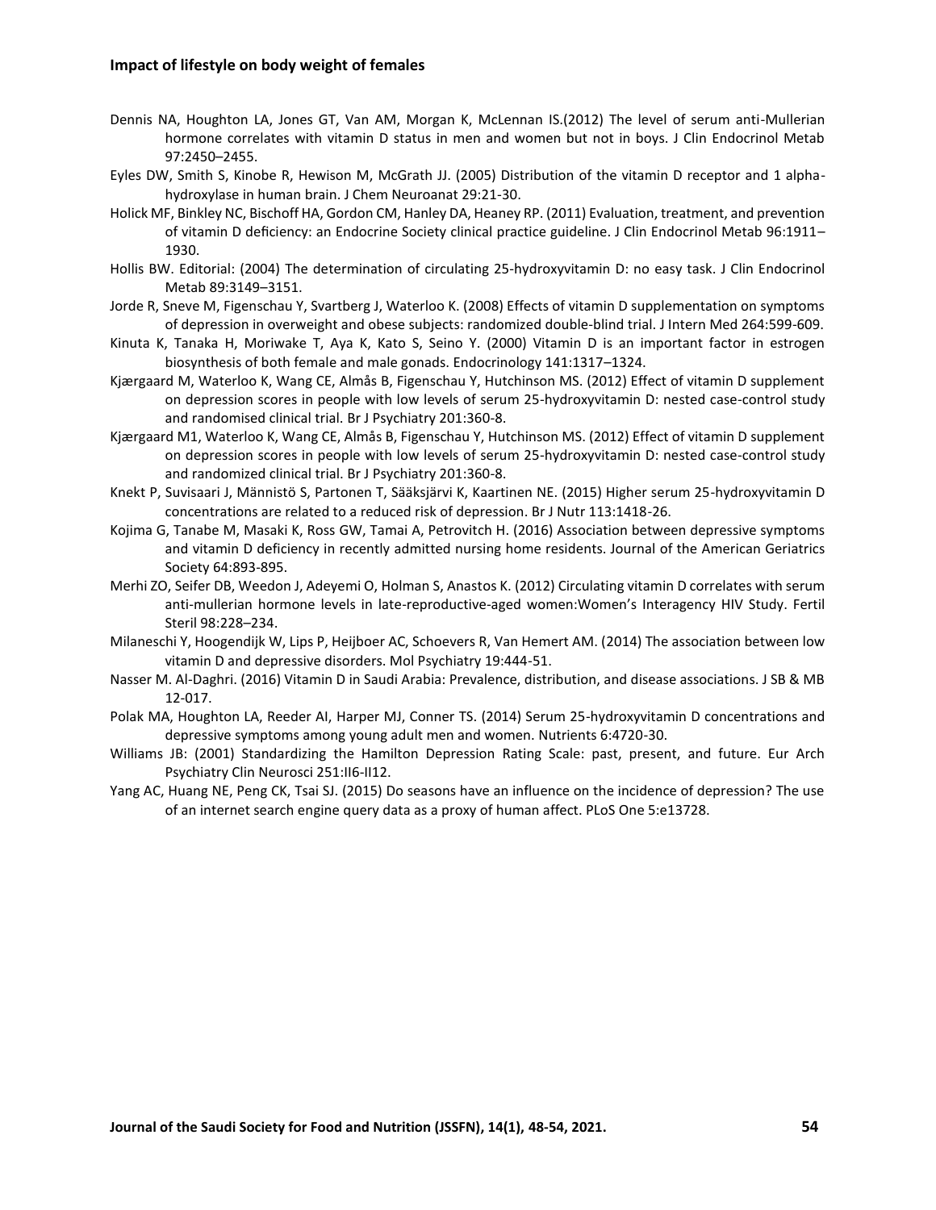Dennis NA, Houghton LA, Jones GT, Van AM, Morgan K, McLennan IS.(2012) The level of serum anti-Mullerian hormone correlates with vitamin D status in men and women but not in boys. J Clin Endocrinol Metab 97:2450–2455.

Eyles DW, Smith S, Kinobe R, Hewison M, McGrath JJ. (2005) Distribution of the vitamin D receptor and 1 alpha-hydroxylase in human brain. J Chem Neuroanat 29:21-30.

Holick MF, Binkley NC, Bischoff HA, Gordon CM, Hanley DA, Heaney RP. (2011) Evaluation, treatment, and prevention of vitamin D deficiency: an Endocrine Society clinical practice guideline. J Clin Endocrinol Metab 96:1911–1930.

Hollis BW. Editorial: (2004) The determination of circulating 25-hydroxyvitamin D: no easy task. J Clin Endocrinol Metab 89:3149–3151.

Jorde R, Sneve M, Figenschau Y, Svartberg J, Waterloo K. (2008) Effects of vitamin D supplementation on symptoms of depression in overweight and obese subjects: randomized double-blind trial. J Intern Med 264:599-609.

Kinuta K, Tanaka H, Moriwake T, Aya K, Kato S, Seino Y. (2000) Vitamin D is an important factor in estrogen biosynthesis of both female and male gonads. Endocrinology 141:1317–1324.

Kjærgaard M, Waterloo K, Wang CE, Almås B, Figenschau Y, Hutchinson MS. (2012) Effect of vitamin D supplement on depression scores in people with low levels of serum 25-hydroxyvitamin D: nested case-control study and randomised clinical trial. Br J Psychiatry 201:360-8.

Kjærgaard M1, Waterloo K, Wang CE, Almås B, Figenschau Y, Hutchinson MS. (2012) Effect of vitamin D supplement on depression scores in people with low levels of serum 25-hydroxyvitamin D: nested case-control study and randomized clinical trial. Br J Psychiatry 201:360-8.

Knekt P, Suvisaari J, Männistö S, Partonen T, Sääksjärvi K, Kaartinen NE. (2015) Higher serum 25-hydroxyvitamin D concentrations are related to a reduced risk of depression. Br J Nutr 113:1418-26.

Kojima G, Tanabe M, Masaki K, Ross GW, Tamai A, Petrovitch H. (2016) Association between depressive symptoms and vitamin D deficiency in recently admitted nursing home residents. Journal of the American Geriatrics Society 64:893-895.

Merhi ZO, Seifer DB, Weedon J, Adeyemi O, Holman S, Anastos K. (2012) Circulating vitamin D correlates with serum anti-mullerian hormone levels in late-reproductive-aged women:Women's Interagency HIV Study. Fertil Steril 98:228–234.

Milaneschi Y, Hoogendijk W, Lips P, Heijboer AC, Schoevers R, Van Hemert AM. (2014) The association between low vitamin D and depressive disorders. Mol Psychiatry 19:444-51.

Nasser M. Al-Daghri. (2016) Vitamin D in Saudi Arabia: Prevalence, distribution, and disease associations. J SB & MB 12-017.

Polak MA, Houghton LA, Reeder AI, Harper MJ, Conner TS. (2014) Serum 25-hydroxyvitamin D concentrations and depressive symptoms among young adult men and women. Nutrients 6:4720-30.

Williams JB: (2001) Standardizing the Hamilton Depression Rating Scale: past, present, and future. Eur Arch Psychiatry Clin Neurosci 251:II6-II12.

Yang AC, Huang NE, Peng CK, Tsai SJ. (2015) Do seasons have an influence on the incidence of depression? The use of an internet search engine query data as a proxy of human affect. PLoS One 5:e13728.